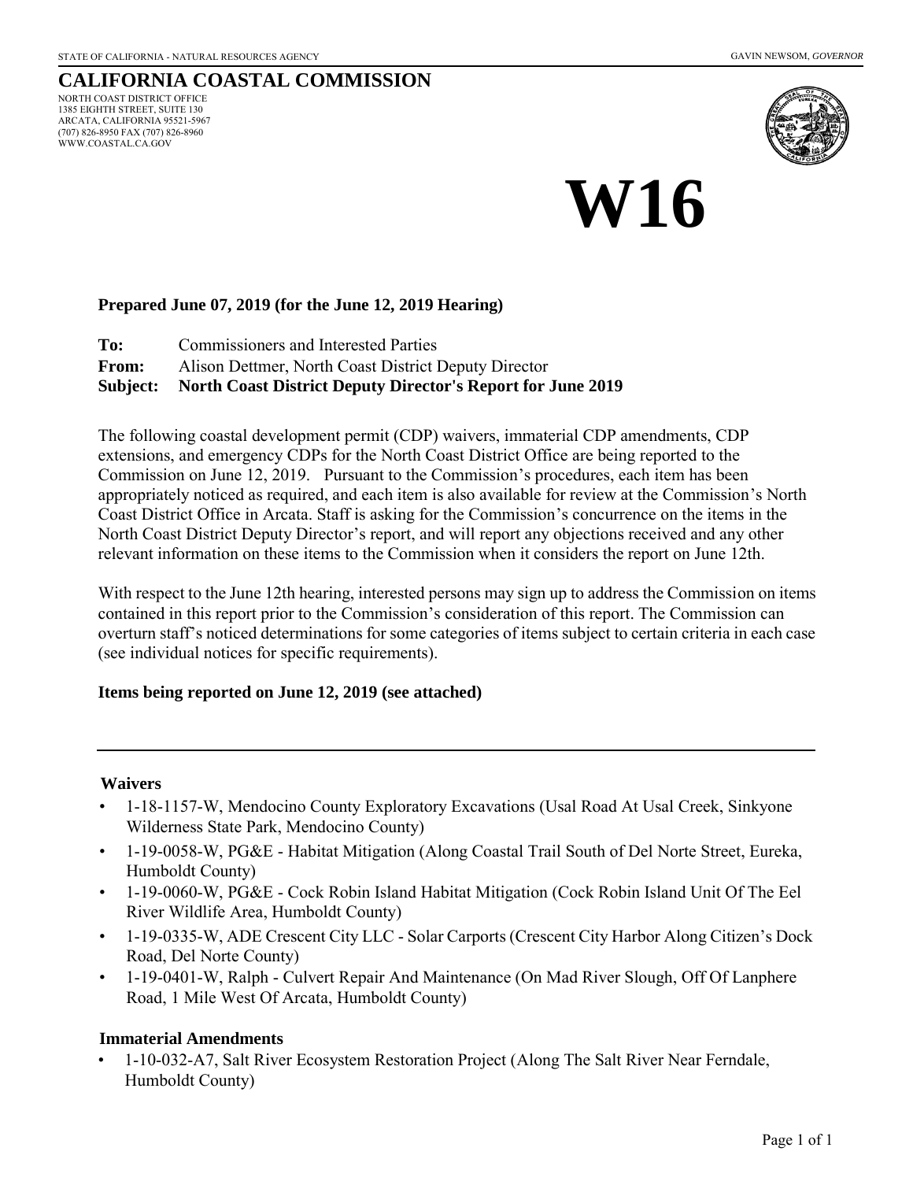STATE OF CALIFORNIA - NATURAL RESOURCES AGENCY GAVIN NEWSOM, *GOVERNOR*

# CALIFORNIA COASTAL COMMISSION

NORTH COAST DISTRICT OFFICE
1385 EIGHTH STREET, SUITE 130
ARCATA, CALIFORNIA 95521-5967
(707) 826-8950 FAX (707) 826-8960
WWW.COASTAL.CA.GOV

# W16

**Prepared June 07, 2019 (for the June 12, 2019 Hearing)**

**To:** Commissioners and Interested Parties
**From:** Alison Dettmer, North Coast District Deputy Director
**Subject: North Coast District Deputy Director's Report for June 2019**

The following coastal development permit (CDP) waivers, immaterial CDP amendments, CDP extensions, and emergency CDPs for the North Coast District Office are being reported to the Commission on June 12, 2019. Pursuant to the Commission's procedures, each item has been appropriately noticed as required, and each item is also available for review at the Commission's North Coast District Office in Arcata. Staff is asking for the Commission's concurrence on the items in the North Coast District Deputy Director's report, and will report any objections received and any other relevant information on these items to the Commission when it considers the report on June 12th.

With respect to the June 12th hearing, interested persons may sign up to address the Commission on items contained in this report prior to the Commission's consideration of this report. The Commission can overturn staff's noticed determinations for some categories of items subject to certain criteria in each case (see individual notices for specific requirements).

**Items being reported on June 12, 2019 (see attached)**

---

**Waivers**

- 1-18-1157-W, Mendocino County Exploratory Excavations (Usal Road At Usal Creek, Sinkyone Wilderness State Park, Mendocino County)
- 1-19-0058-W, PG&E - Habitat Mitigation (Along Coastal Trail South of Del Norte Street, Eureka, Humboldt County)
- 1-19-0060-W, PG&E - Cock Robin Island Habitat Mitigation (Cock Robin Island Unit Of The Eel River Wildlife Area, Humboldt County)
- 1-19-0335-W, ADE Crescent City LLC - Solar Carports (Crescent City Harbor Along Citizen's Dock Road, Del Norte County)
- 1-19-0401-W, Ralph - Culvert Repair And Maintenance (On Mad River Slough, Off Of Lanphere Road, 1 Mile West Of Arcata, Humboldt County)

**Immaterial Amendments**

- 1-10-032-A7, Salt River Ecosystem Restoration Project (Along The Salt River Near Ferndale, Humboldt County)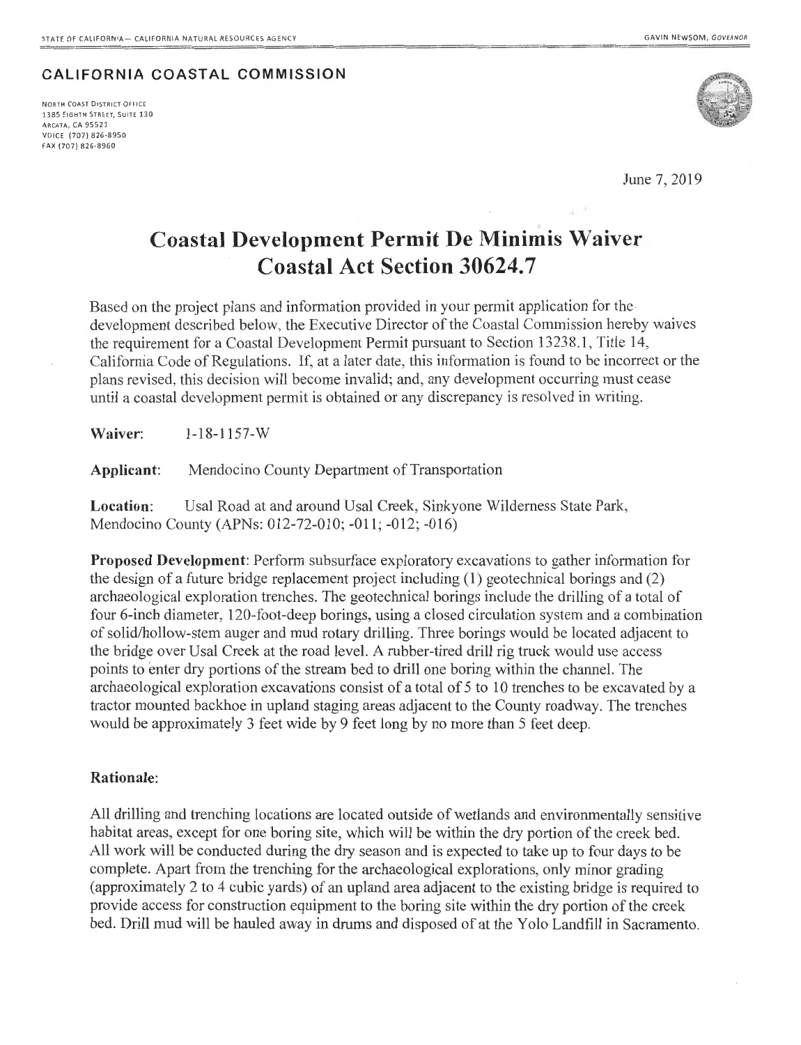STATE OF CALIFORNIA — CALIFORNIA NATURAL RESOURCES AGENCY GAVIN NEWSOM, *GOVERNOR*

**CALIFORNIA COASTAL COMMISSION**

NORTH COAST DISTRICT OFFICE
1385 EIGHTH STREET, SUITE 130
ARCATA, CA 95521
VOICE (707) 826-8950
FAX (707) 826-8960

June 7, 2019

# Coastal Development Permit De Minimis Waiver
# Coastal Act Section 30624.7

Based on the project plans and information provided in your permit application for the development described below, the Executive Director of the Coastal Commission hereby waives the requirement for a Coastal Development Permit pursuant to Section 13238.1, Title 14, California Code of Regulations. If, at a later date, this information is found to be incorrect or the plans revised, this decision will become invalid; and, any development occurring must cease until a coastal development permit is obtained or any discrepancy is resolved in writing.

**Waiver:** 1-18-1157-W

**Applicant:** Mendocino County Department of Transportation

**Location:** Usal Road at and around Usal Creek, Sinkyone Wilderness State Park, Mendocino County (APNs: 012-72-010; -011; -012; -016)

**Proposed Development**: Perform subsurface exploratory excavations to gather information for the design of a future bridge replacement project including (1) geotechnical borings and (2) archaeological exploration trenches. The geotechnical borings include the drilling of a total of four 6-inch diameter, 120-foot-deep borings, using a closed circulation system and a combination of solid/hollow-stem auger and mud rotary drilling. Three borings would be located adjacent to the bridge over Usal Creek at the road level. A rubber-tired drill rig truck would use access points to enter dry portions of the stream bed to drill one boring within the channel. The archaeological exploration excavations consist of a total of 5 to 10 trenches to be excavated by a tractor mounted backhoe in upland staging areas adjacent to the County roadway. The trenches would be approximately 3 feet wide by 9 feet long by no more than 5 feet deep.

**Rationale**:

All drilling and trenching locations are located outside of wetlands and environmentally sensitive habitat areas, except for one boring site, which will be within the dry portion of the creek bed. All work will be conducted during the dry season and is expected to take up to four days to be complete. Apart from the trenching for the archaeological explorations, only minor grading (approximately 2 to 4 cubic yards) of an upland area adjacent to the existing bridge is required to provide access for construction equipment to the boring site within the dry portion of the creek bed. Drill mud will be hauled away in drums and disposed of at the Yolo Landfill in Sacramento.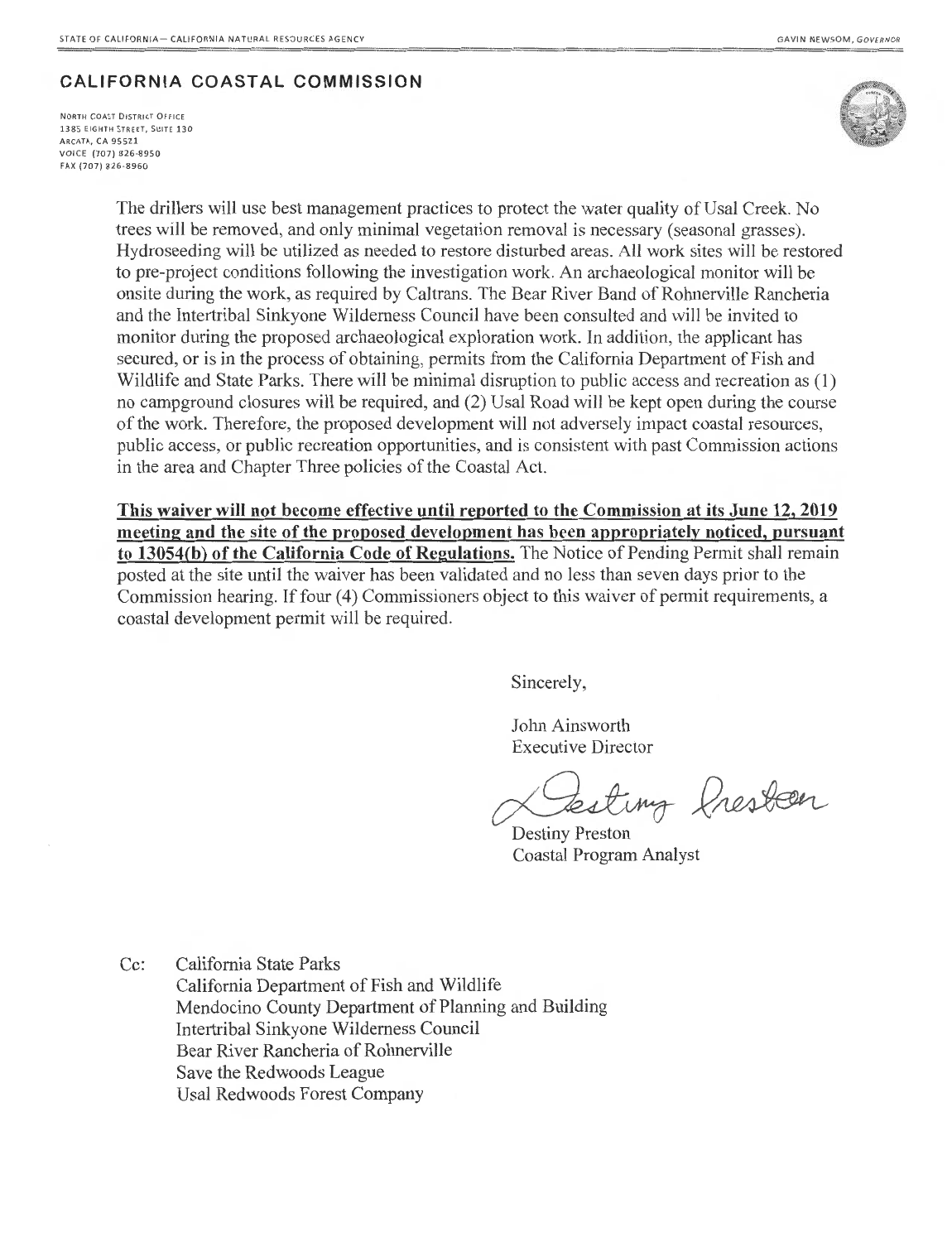The drillers will use best management practices to protect the water quality of Usal Creek. No trees will be removed, and only minimal vegetation removal is necessary (seasonal grasses). Hydroseeding will be utilized as needed to restore disturbed areas. All work sites will be restored to pre-project conditions following the investigation work. An archaeological monitor will be onsite during the work, as required by Caltrans. The Bear River Band of Rohnerville Rancheria and the Intertribal Sinkyone Wilderness Council have been consulted and will be invited to monitor during the proposed archaeological exploration work. In addition, the applicant has secured, or is in the process of obtaining, permits from the California Department of Fish and Wildlife and State Parks. There will be minimal disruption to public access and recreation as (1) no campground closures will be required, and (2) Usal Road will be kept open during the course of the work. Therefore, the proposed development will not adversely impact coastal resources, public access, or public recreation opportunities, and is consistent with past Commission actions in the area and Chapter Three policies of the Coastal Act.

**This waiver will not become effective until reported to the Commission at its June 12, 2019 meeting and the site of the proposed development has been appropriately noticed, pursuant to 13054(b) of the California Code of Regulations.** The Notice of Pending Permit shall remain posted at the site until the waiver has been validated and no less than seven days prior to the Commission hearing. If four (4) Commissioners object to this waiver of permit requirements, a coastal development permit will be required.

Sincerely,

John Ainsworth
Executive Director

Destiny Preston
Coastal Program Analyst

Cc: California State Parks
California Department of Fish and Wildlife
Mendocino County Department of Planning and Building
Intertribal Sinkyone Wilderness Council
Bear River Rancheria of Rohnerville
Save the Redwoods League
Usal Redwoods Forest Company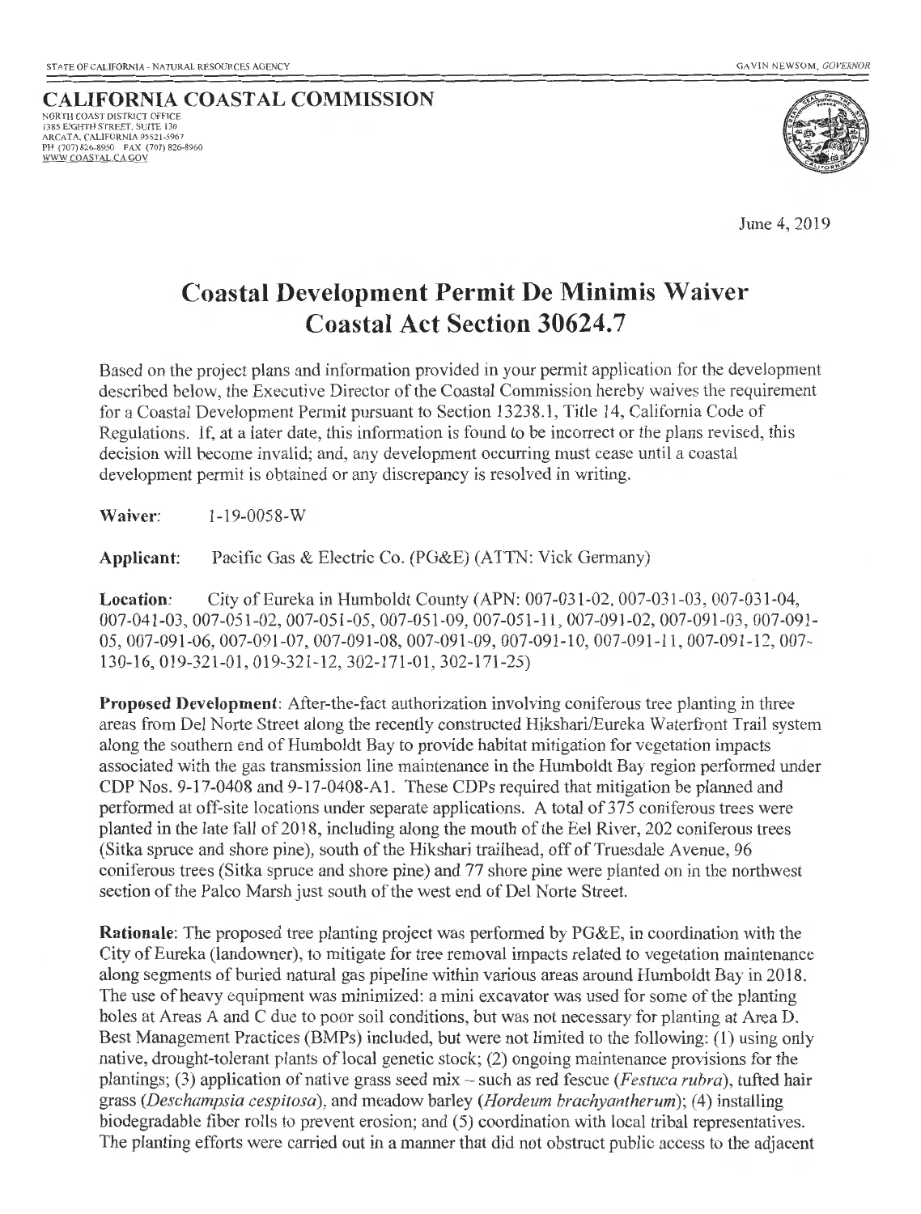STATE OF CALIFORNIA - NATURAL RESOURCES AGENCY — GAVIN NEWSOM, *GOVERNOR*

**CALIFORNIA COASTAL COMMISSION**
NORTH COAST DISTRICT OFFICE
1385 EIGHTH STREET, SUITE 130
ARCATA, CALIFORNIA 95521-5967
PH (707) 826-8950 FAX (707) 826-8960
WWW.COASTAL.CA.GOV

June 4, 2019

# Coastal Development Permit De Minimis Waiver
# Coastal Act Section 30624.7

Based on the project plans and information provided in your permit application for the development described below, the Executive Director of the Coastal Commission hereby waives the requirement for a Coastal Development Permit pursuant to Section 13238.1, Title 14, California Code of Regulations. If, at a later date, this information is found to be incorrect or the plans revised, this decision will become invalid; and, any development occurring must cease until a coastal development permit is obtained or any discrepancy is resolved in writing.

**Waiver:** 1-19-0058-W

**Applicant:** Pacific Gas & Electric Co. (PG&E) (ATTN: Vick Germany)

**Location:** City of Eureka in Humboldt County (APN: 007-031-02, 007-031-03, 007-031-04, 007-041-03, 007-051-02, 007-051-05, 007-051-09, 007-051-11, 007-091-02, 007-091-03, 007-091-05, 007-091-06, 007-091-07, 007-091-08, 007-091-09, 007-091-10, 007-091-11, 007-091-12, 007-130-16, 019-321-01, 019-321-12, 302-171-01, 302-171-25)

**Proposed Development:** After-the-fact authorization involving coniferous tree planting in three areas from Del Norte Street along the recently constructed Hikshari/Eureka Waterfront Trail system along the southern end of Humboldt Bay to provide habitat mitigation for vegetation impacts associated with the gas transmission line maintenance in the Humboldt Bay region performed under CDP Nos. 9-17-0408 and 9-17-0408-A1. These CDPs required that mitigation be planned and performed at off-site locations under separate applications. A total of 375 coniferous trees were planted in the late fall of 2018, including along the mouth of the Eel River, 202 coniferous trees (Sitka spruce and shore pine), south of the Hikshari trailhead, off of Truesdale Avenue, 96 coniferous trees (Sitka spruce and shore pine) and 77 shore pine were planted on in the northwest section of the Palco Marsh just south of the west end of Del Norte Street.

**Rationale:** The proposed tree planting project was performed by PG&E, in coordination with the City of Eureka (landowner), to mitigate for tree removal impacts related to vegetation maintenance along segments of buried natural gas pipeline within various areas around Humboldt Bay in 2018. The use of heavy equipment was minimized: a mini excavator was used for some of the planting holes at Areas A and C due to poor soil conditions, but was not necessary for planting at Area D. Best Management Practices (BMPs) included, but were not limited to the following: (1) using only native, drought-tolerant plants of local genetic stock; (2) ongoing maintenance provisions for the plantings; (3) application of native grass seed mix – such as red fescue (*Festuca rubra*), tufted hair grass (*Deschampsia cespitosa*), and meadow barley (*Hordeum brachyantherum*); (4) installing biodegradable fiber rolls to prevent erosion; and (5) coordination with local tribal representatives. The planting efforts were carried out in a manner that did not obstruct public access to the adjacent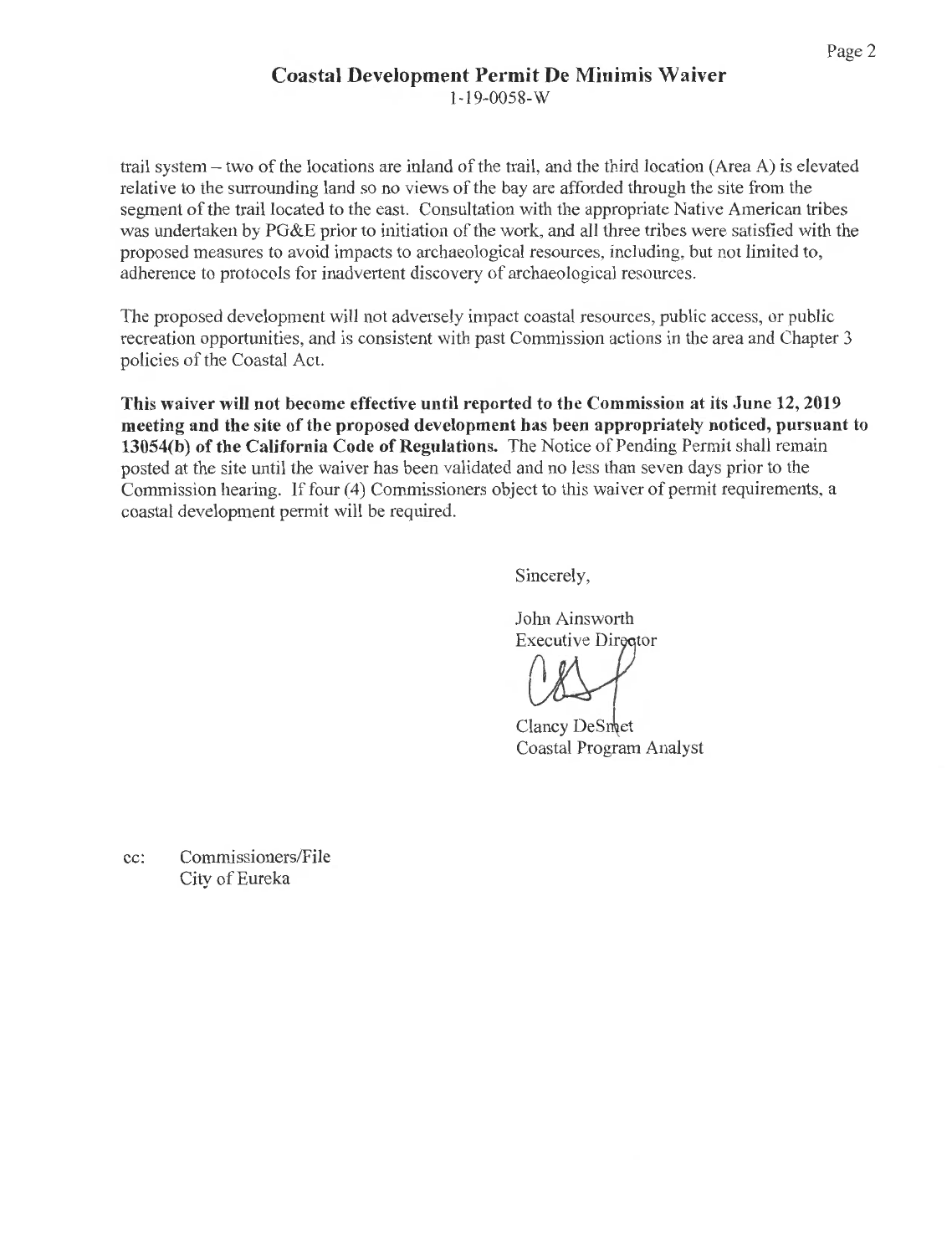trail system – two of the locations are inland of the trail, and the third location (Area A) is elevated relative to the surrounding land so no views of the bay are afforded through the site from the segment of the trail located to the east. Consultation with the appropriate Native American tribes was undertaken by PG&E prior to initiation of the work, and all three tribes were satisfied with the proposed measures to avoid impacts to archaeological resources, including, but not limited to, adherence to protocols for inadvertent discovery of archaeological resources.

The proposed development will not adversely impact coastal resources, public access, or public recreation opportunities, and is consistent with past Commission actions in the area and Chapter 3 policies of the Coastal Act.

**This waiver will not become effective until reported to the Commission at its June 12, 2019 meeting and the site of the proposed development has been appropriately noticed, pursuant to 13054(b) of the California Code of Regulations.** The Notice of Pending Permit shall remain posted at the site until the waiver has been validated and no less than seven days prior to the Commission hearing. If four (4) Commissioners object to this waiver of permit requirements, a coastal development permit will be required.

Sincerely,

John Ainsworth
Executive Director

Clancy DeSmet
Coastal Program Analyst

cc: Commissioners/File
City of Eureka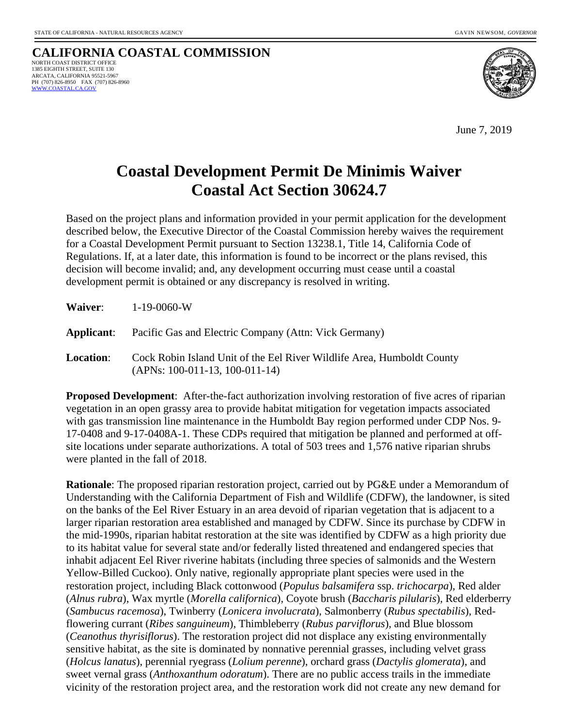STATE OF CALIFORNIA - NATURAL RESOURCES AGENCY GAVIN NEWSOM, *GOVERNOR*

**CALIFORNIA COASTAL COMMISSION**
NORTH COAST DISTRICT OFFICE
1385 EIGHTH STREET, SUITE 130
ARCATA, CALIFORNIA 95521-5967
PH (707) 826-8950 FAX (707) 826-8960
WWW.COASTAL.CA.GOV

June 7, 2019

# Coastal Development Permit De Minimis Waiver
# Coastal Act Section 30624.7

Based on the project plans and information provided in your permit application for the development described below, the Executive Director of the Coastal Commission hereby waives the requirement for a Coastal Development Permit pursuant to Section 13238.1, Title 14, California Code of Regulations. If, at a later date, this information is found to be incorrect or the plans revised, this decision will become invalid; and, any development occurring must cease until a coastal development permit is obtained or any discrepancy is resolved in writing.

**Waiver**: 1-19-0060-W

**Applicant**: Pacific Gas and Electric Company (Attn: Vick Germany)

**Location**: Cock Robin Island Unit of the Eel River Wildlife Area, Humboldt County (APNs: 100-011-13, 100-011-14)

**Proposed Development**: After-the-fact authorization involving restoration of five acres of riparian vegetation in an open grassy area to provide habitat mitigation for vegetation impacts associated with gas transmission line maintenance in the Humboldt Bay region performed under CDP Nos. 9-17-0408 and 9-17-0408A-1. These CDPs required that mitigation be planned and performed at off-site locations under separate authorizations. A total of 503 trees and 1,576 native riparian shrubs were planted in the fall of 2018.

**Rationale**: The proposed riparian restoration project, carried out by PG&E under a Memorandum of Understanding with the California Department of Fish and Wildlife (CDFW), the landowner, is sited on the banks of the Eel River Estuary in an area devoid of riparian vegetation that is adjacent to a larger riparian restoration area established and managed by CDFW. Since its purchase by CDFW in the mid-1990s, riparian habitat restoration at the site was identified by CDFW as a high priority due to its habitat value for several state and/or federally listed threatened and endangered species that inhabit adjacent Eel River riverine habitats (including three species of salmonids and the Western Yellow-Billed Cuckoo). Only native, regionally appropriate plant species were used in the restoration project, including Black cottonwood (*Populus balsamifera* ssp. *trichocarpa*), Red alder (*Alnus rubra*), Wax myrtle (*Morella californica*), Coyote brush (*Baccharis pilularis*), Red elderberry (*Sambucus racemosa*), Twinberry (*Lonicera involucrata*), Salmonberry (*Rubus spectabilis*), Red-flowering currant (*Ribes sanguineum*), Thimbleberry (*Rubus parviflorus*), and Blue blossom (*Ceanothus thyrisiflorus*). The restoration project did not displace any existing environmentally sensitive habitat, as the site is dominated by nonnative perennial grasses, including velvet grass (*Holcus lanatus*), perennial ryegrass (*Lolium perenne*), orchard grass (*Dactylis glomerata*), and sweet vernal grass (*Anthoxanthum odoratum*). There are no public access trails in the immediate vicinity of the restoration project area, and the restoration work did not create any new demand for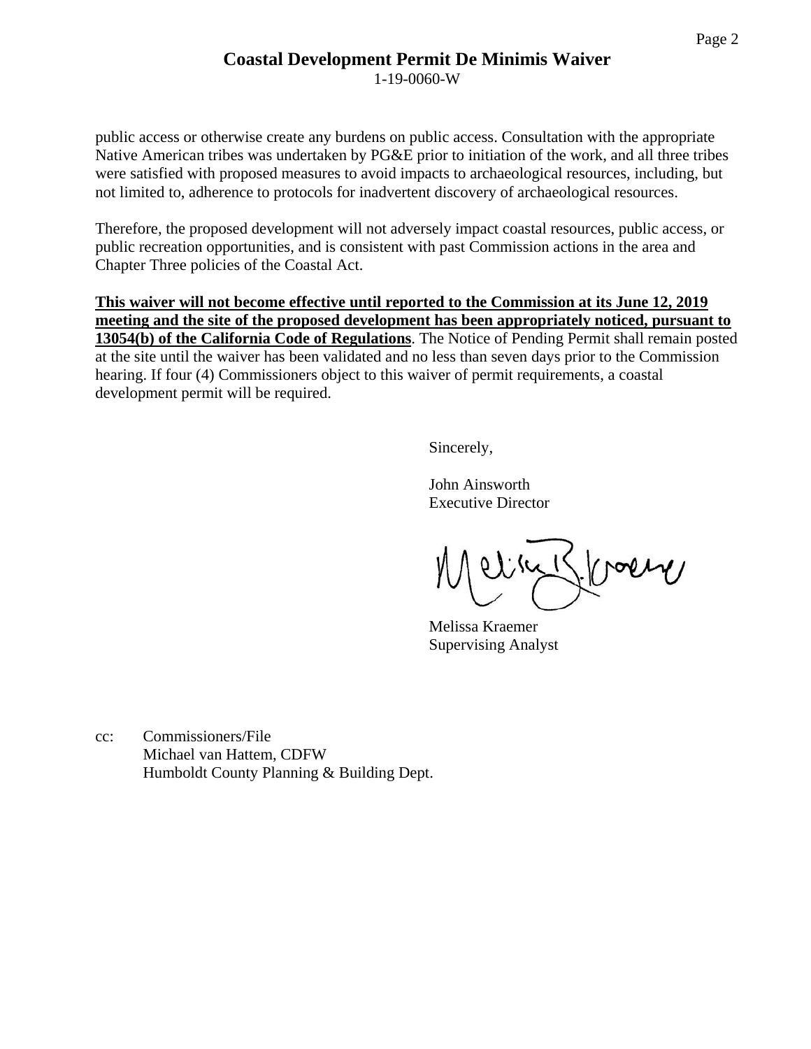public access or otherwise create any burdens on public access. Consultation with the appropriate Native American tribes was undertaken by PG&E prior to initiation of the work, and all three tribes were satisfied with proposed measures to avoid impacts to archaeological resources, including, but not limited to, adherence to protocols for inadvertent discovery of archaeological resources.

Therefore, the proposed development will not adversely impact coastal resources, public access, or public recreation opportunities, and is consistent with past Commission actions in the area and Chapter Three policies of the Coastal Act.

**This waiver will not become effective until reported to the Commission at its June 12, 2019 meeting and the site of the proposed development has been appropriately noticed, pursuant to 13054(b) of the California Code of Regulations**. The Notice of Pending Permit shall remain posted at the site until the waiver has been validated and no less than seven days prior to the Commission hearing. If four (4) Commissioners object to this waiver of permit requirements, a coastal development permit will be required.

Sincerely,

John Ainsworth
Executive Director

Melissa Kraemer
Supervising Analyst

cc: Commissioners/File
Michael van Hattem, CDFW
Humboldt County Planning & Building Dept.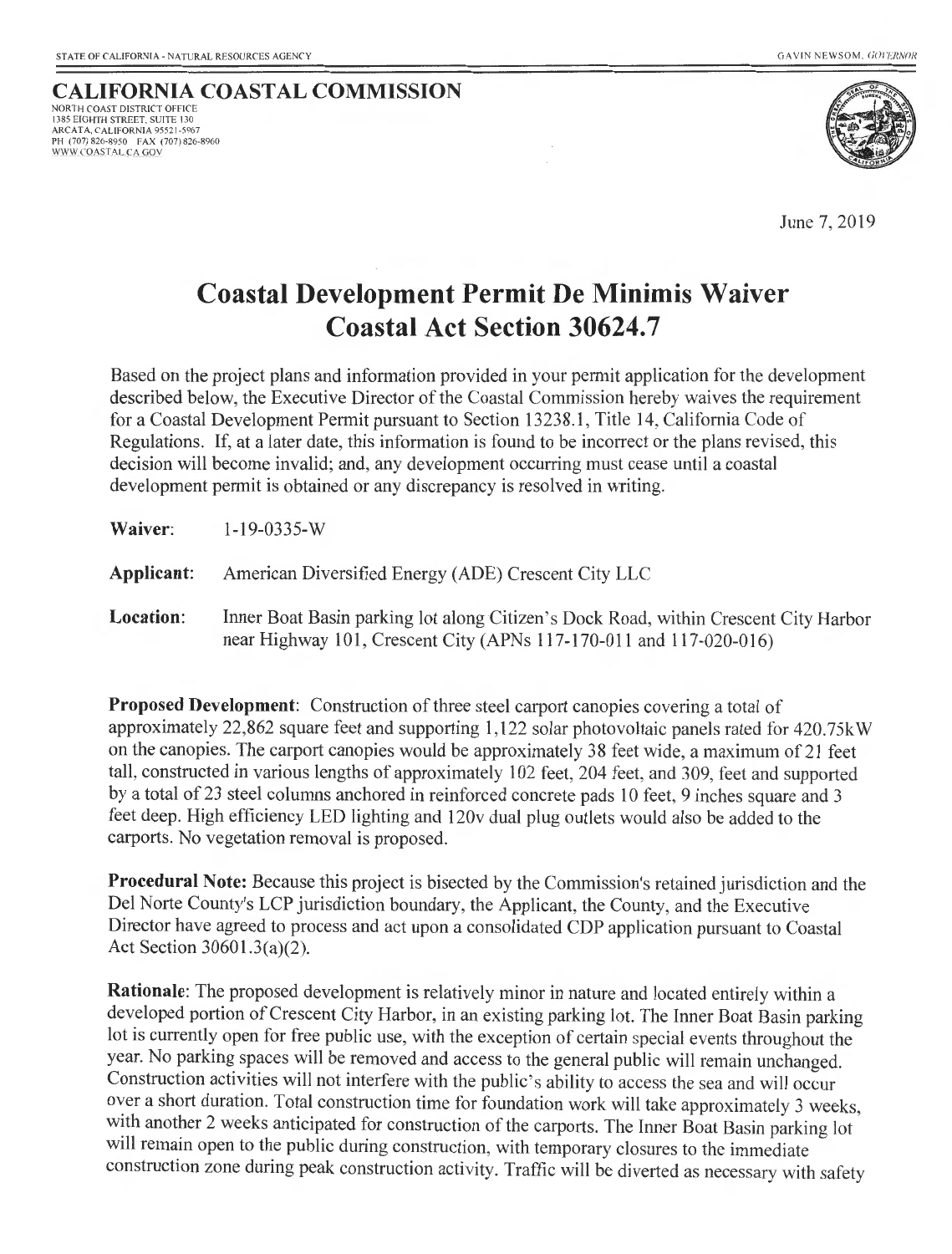STATE OF CALIFORNIA - NATURAL RESOURCES AGENCY GAVIN NEWSOM, GOVERNOR

**CALIFORNIA COASTAL COMMISSION**
NORTH COAST DISTRICT OFFICE
1385 EIGHTH STREET, SUITE 130
ARCATA, CALIFORNIA 95521-5967
PH (707) 826-8950 FAX (707) 826-8960
WWW.COASTAL.CA.GOV

June 7, 2019

# Coastal Development Permit De Minimis Waiver
# Coastal Act Section 30624.7

Based on the project plans and information provided in your permit application for the development described below, the Executive Director of the Coastal Commission hereby waives the requirement for a Coastal Development Permit pursuant to Section 13238.1, Title 14, California Code of Regulations. If, at a later date, this information is found to be incorrect or the plans revised, this decision will become invalid; and, any development occurring must cease until a coastal development permit is obtained or any discrepancy is resolved in writing.

**Waiver:** 1-19-0335-W

**Applicant:** American Diversified Energy (ADE) Crescent City LLC

**Location:** Inner Boat Basin parking lot along Citizen's Dock Road, within Crescent City Harbor near Highway 101, Crescent City (APNs 117-170-011 and 117-020-016)

**Proposed Development**: Construction of three steel carport canopies covering a total of approximately 22,862 square feet and supporting 1,122 solar photovoltaic panels rated for 420.75kW on the canopies. The carport canopies would be approximately 38 feet wide, a maximum of 21 feet tall, constructed in various lengths of approximately 102 feet, 204 feet, and 309, feet and supported by a total of 23 steel columns anchored in reinforced concrete pads 10 feet, 9 inches square and 3 feet deep. High efficiency LED lighting and 120v dual plug outlets would also be added to the carports. No vegetation removal is proposed.

**Procedural Note:** Because this project is bisected by the Commission's retained jurisdiction and the Del Norte County's LCP jurisdiction boundary, the Applicant, the County, and the Executive Director have agreed to process and act upon a consolidated CDP application pursuant to Coastal Act Section 30601.3(a)(2).

**Rationale**: The proposed development is relatively minor in nature and located entirely within a developed portion of Crescent City Harbor, in an existing parking lot. The Inner Boat Basin parking lot is currently open for free public use, with the exception of certain special events throughout the year. No parking spaces will be removed and access to the general public will remain unchanged. Construction activities will not interfere with the public's ability to access the sea and will occur over a short duration. Total construction time for foundation work will take approximately 3 weeks, with another 2 weeks anticipated for construction of the carports. The Inner Boat Basin parking lot will remain open to the public during construction, with temporary closures to the immediate construction zone during peak construction activity. Traffic will be diverted as necessary with safety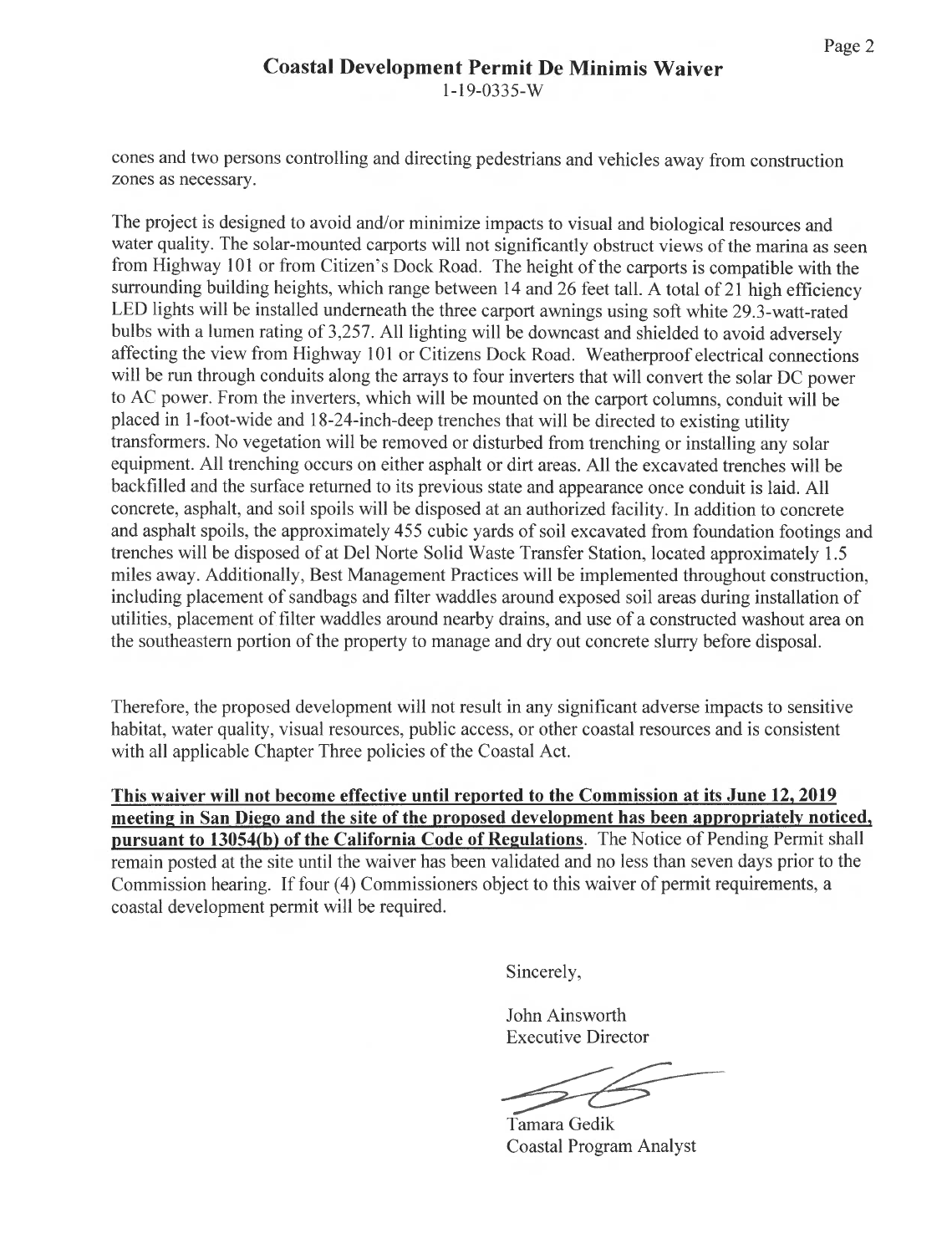## Coastal Development Permit De Minimis Waiver

1-19-0335-W

cones and two persons controlling and directing pedestrians and vehicles away from construction zones as necessary.

The project is designed to avoid and/or minimize impacts to visual and biological resources and water quality. The solar-mounted carports will not significantly obstruct views of the marina as seen from Highway 101 or from Citizen's Dock Road. The height of the carports is compatible with the surrounding building heights, which range between 14 and 26 feet tall. A total of 21 high efficiency LED lights will be installed underneath the three carport awnings using soft white 29.3-watt-rated bulbs with a lumen rating of 3,257. All lighting will be downcast and shielded to avoid adversely affecting the view from Highway 101 or Citizens Dock Road. Weatherproof electrical connections will be run through conduits along the arrays to four inverters that will convert the solar DC power to AC power. From the inverters, which will be mounted on the carport columns, conduit will be placed in 1-foot-wide and 18-24-inch-deep trenches that will be directed to existing utility transformers. No vegetation will be removed or disturbed from trenching or installing any solar equipment. All trenching occurs on either asphalt or dirt areas. All the excavated trenches will be backfilled and the surface returned to its previous state and appearance once conduit is laid. All concrete, asphalt, and soil spoils will be disposed at an authorized facility. In addition to concrete and asphalt spoils, the approximately 455 cubic yards of soil excavated from foundation footings and trenches will be disposed of at Del Norte Solid Waste Transfer Station, located approximately 1.5 miles away. Additionally, Best Management Practices will be implemented throughout construction, including placement of sandbags and filter waddles around exposed soil areas during installation of utilities, placement of filter waddles around nearby drains, and use of a constructed washout area on the southeastern portion of the property to manage and dry out concrete slurry before disposal.

Therefore, the proposed development will not result in any significant adverse impacts to sensitive habitat, water quality, visual resources, public access, or other coastal resources and is consistent with all applicable Chapter Three policies of the Coastal Act.

**This waiver will not become effective until reported to the Commission at its June 12, 2019 meeting in San Diego and the site of the proposed development has been appropriately noticed, pursuant to 13054(b) of the California Code of Regulations**. The Notice of Pending Permit shall remain posted at the site until the waiver has been validated and no less than seven days prior to the Commission hearing. If four (4) Commissioners object to this waiver of permit requirements, a coastal development permit will be required.

Sincerely,

John Ainsworth
Executive Director

Tamara Gedik
Coastal Program Analyst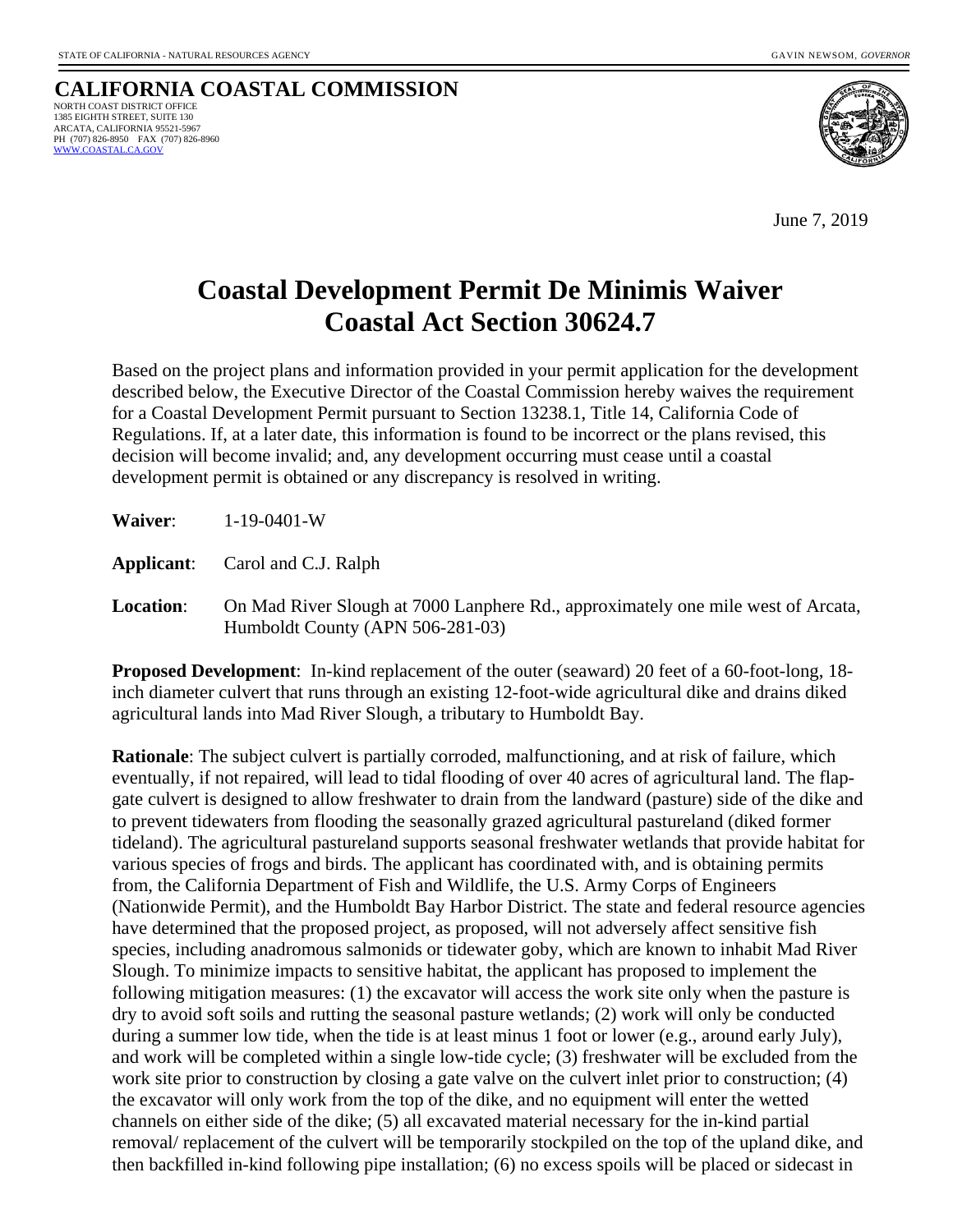STATE OF CALIFORNIA - NATURAL RESOURCES AGENCY GAVIN NEWSOM, *GOVERNOR*

**CALIFORNIA COASTAL COMMISSION**
NORTH COAST DISTRICT OFFICE
1385 EIGHTH STREET, SUITE 130
ARCATA, CALIFORNIA 95521-5967
PH (707) 826-8950 FAX (707) 826-8960
WWW.COASTAL.CA.GOV

June 7, 2019

# Coastal Development Permit De Minimis Waiver
# Coastal Act Section 30624.7

Based on the project plans and information provided in your permit application for the development described below, the Executive Director of the Coastal Commission hereby waives the requirement for a Coastal Development Permit pursuant to Section 13238.1, Title 14, California Code of Regulations. If, at a later date, this information is found to be incorrect or the plans revised, this decision will become invalid; and, any development occurring must cease until a coastal development permit is obtained or any discrepancy is resolved in writing.

**Waiver**: 1-19-0401-W

**Applicant**: Carol and C.J. Ralph

**Location**: On Mad River Slough at 7000 Lanphere Rd., approximately one mile west of Arcata, Humboldt County (APN 506-281-03)

**Proposed Development**: In-kind replacement of the outer (seaward) 20 feet of a 60-foot-long, 18-inch diameter culvert that runs through an existing 12-foot-wide agricultural dike and drains diked agricultural lands into Mad River Slough, a tributary to Humboldt Bay.

**Rationale**: The subject culvert is partially corroded, malfunctioning, and at risk of failure, which eventually, if not repaired, will lead to tidal flooding of over 40 acres of agricultural land. The flap-gate culvert is designed to allow freshwater to drain from the landward (pasture) side of the dike and to prevent tidewaters from flooding the seasonally grazed agricultural pastureland (diked former tideland). The agricultural pastureland supports seasonal freshwater wetlands that provide habitat for various species of frogs and birds. The applicant has coordinated with, and is obtaining permits from, the California Department of Fish and Wildlife, the U.S. Army Corps of Engineers (Nationwide Permit), and the Humboldt Bay Harbor District. The state and federal resource agencies have determined that the proposed project, as proposed, will not adversely affect sensitive fish species, including anadromous salmonids or tidewater goby, which are known to inhabit Mad River Slough. To minimize impacts to sensitive habitat, the applicant has proposed to implement the following mitigation measures: (1) the excavator will access the work site only when the pasture is dry to avoid soft soils and rutting the seasonal pasture wetlands; (2) work will only be conducted during a summer low tide, when the tide is at least minus 1 foot or lower (e.g., around early July), and work will be completed within a single low-tide cycle; (3) freshwater will be excluded from the work site prior to construction by closing a gate valve on the culvert inlet prior to construction; (4) the excavator will only work from the top of the dike, and no equipment will enter the wetted channels on either side of the dike; (5) all excavated material necessary for the in-kind partial removal/ replacement of the culvert will be temporarily stockpiled on the top of the upland dike, and then backfilled in-kind following pipe installation; (6) no excess spoils will be placed or sidecast in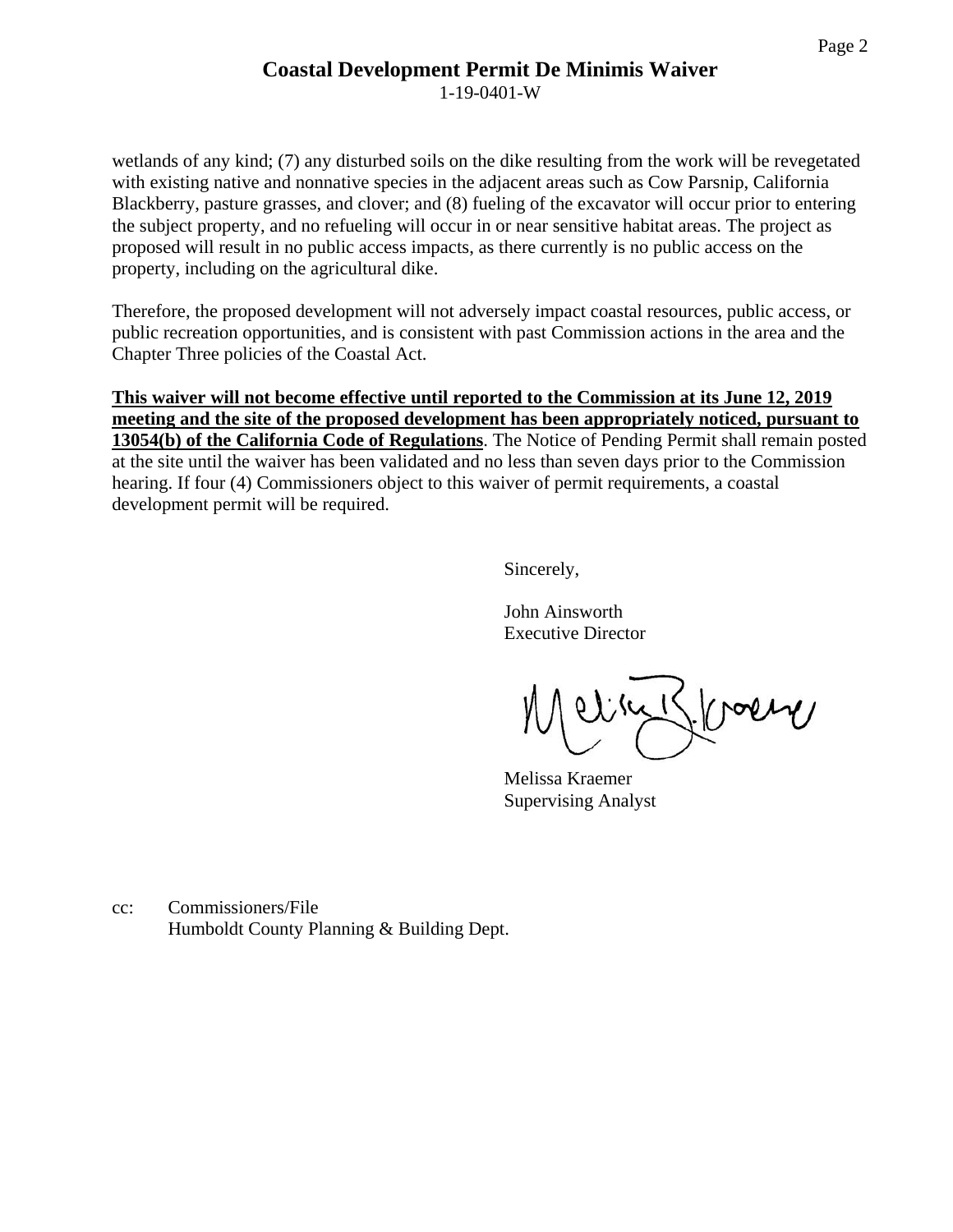## Coastal Development Permit De Minimis Waiver

1-19-0401-W

wetlands of any kind; (7) any disturbed soils on the dike resulting from the work will be revegetated with existing native and nonnative species in the adjacent areas such as Cow Parsnip, California Blackberry, pasture grasses, and clover; and (8) fueling of the excavator will occur prior to entering the subject property, and no refueling will occur in or near sensitive habitat areas. The project as proposed will result in no public access impacts, as there currently is no public access on the property, including on the agricultural dike.

Therefore, the proposed development will not adversely impact coastal resources, public access, or public recreation opportunities, and is consistent with past Commission actions in the area and the Chapter Three policies of the Coastal Act.

**This waiver will not become effective until reported to the Commission at its June 12, 2019 meeting and the site of the proposed development has been appropriately noticed, pursuant to 13054(b) of the California Code of Regulations**. The Notice of Pending Permit shall remain posted at the site until the waiver has been validated and no less than seven days prior to the Commission hearing. If four (4) Commissioners object to this waiver of permit requirements, a coastal development permit will be required.

Sincerely,

John Ainsworth
Executive Director

Melissa Kraemer
Supervising Analyst

cc: Commissioners/File
Humboldt County Planning & Building Dept.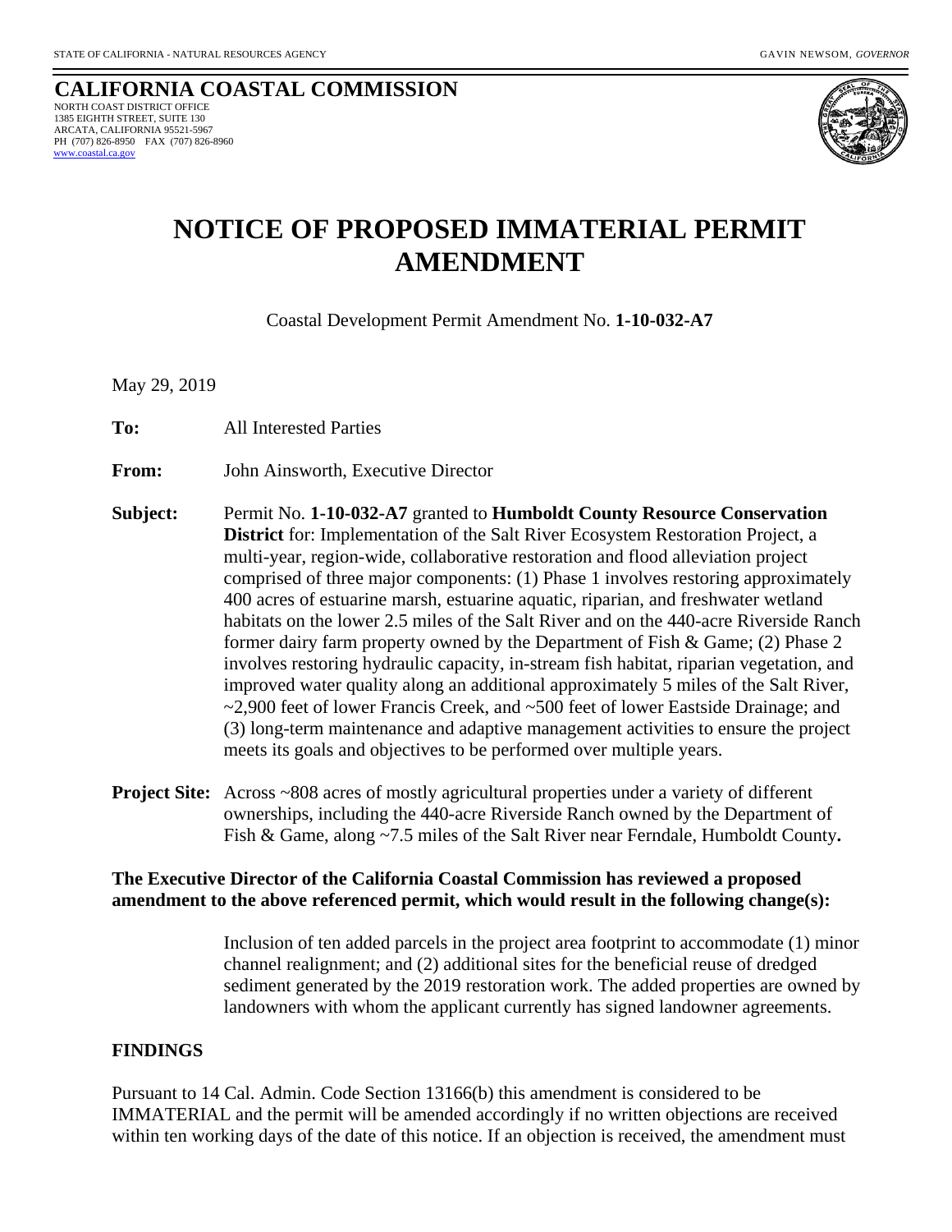STATE OF CALIFORNIA - NATURAL RESOURCES AGENCY GAVIN NEWSOM, *GOVERNOR*

**CALIFORNIA COASTAL COMMISSION**
NORTH COAST DISTRICT OFFICE
1385 EIGHTH STREET, SUITE 130
ARCATA, CALIFORNIA 95521-5967
PH (707) 826-8950 FAX (707) 826-8960
www.coastal.ca.gov

# NOTICE OF PROPOSED IMMATERIAL PERMIT AMENDMENT

Coastal Development Permit Amendment No. **1-10-032-A7**

May 29, 2019

**To:** All Interested Parties

**From:** John Ainsworth, Executive Director

**Subject:** Permit No. **1-10-032-A7** granted to **Humboldt County Resource Conservation District** for: Implementation of the Salt River Ecosystem Restoration Project, a multi-year, region-wide, collaborative restoration and flood alleviation project comprised of three major components: (1) Phase 1 involves restoring approximately 400 acres of estuarine marsh, estuarine aquatic, riparian, and freshwater wetland habitats on the lower 2.5 miles of the Salt River and on the 440-acre Riverside Ranch former dairy farm property owned by the Department of Fish & Game; (2) Phase 2 involves restoring hydraulic capacity, in-stream fish habitat, riparian vegetation, and improved water quality along an additional approximately 5 miles of the Salt River, ~2,900 feet of lower Francis Creek, and ~500 feet of lower Eastside Drainage; and (3) long-term maintenance and adaptive management activities to ensure the project meets its goals and objectives to be performed over multiple years.

**Project Site:** Across ~808 acres of mostly agricultural properties under a variety of different ownerships, including the 440-acre Riverside Ranch owned by the Department of Fish & Game, along ~7.5 miles of the Salt River near Ferndale, Humboldt County**.**

**The Executive Director of the California Coastal Commission has reviewed a proposed amendment to the above referenced permit, which would result in the following change(s):**

Inclusion of ten added parcels in the project area footprint to accommodate (1) minor channel realignment; and (2) additional sites for the beneficial reuse of dredged sediment generated by the 2019 restoration work. The added properties are owned by landowners with whom the applicant currently has signed landowner agreements.

## FINDINGS

Pursuant to 14 Cal. Admin. Code Section 13166(b) this amendment is considered to be IMMATERIAL and the permit will be amended accordingly if no written objections are received within ten working days of the date of this notice. If an objection is received, the amendment must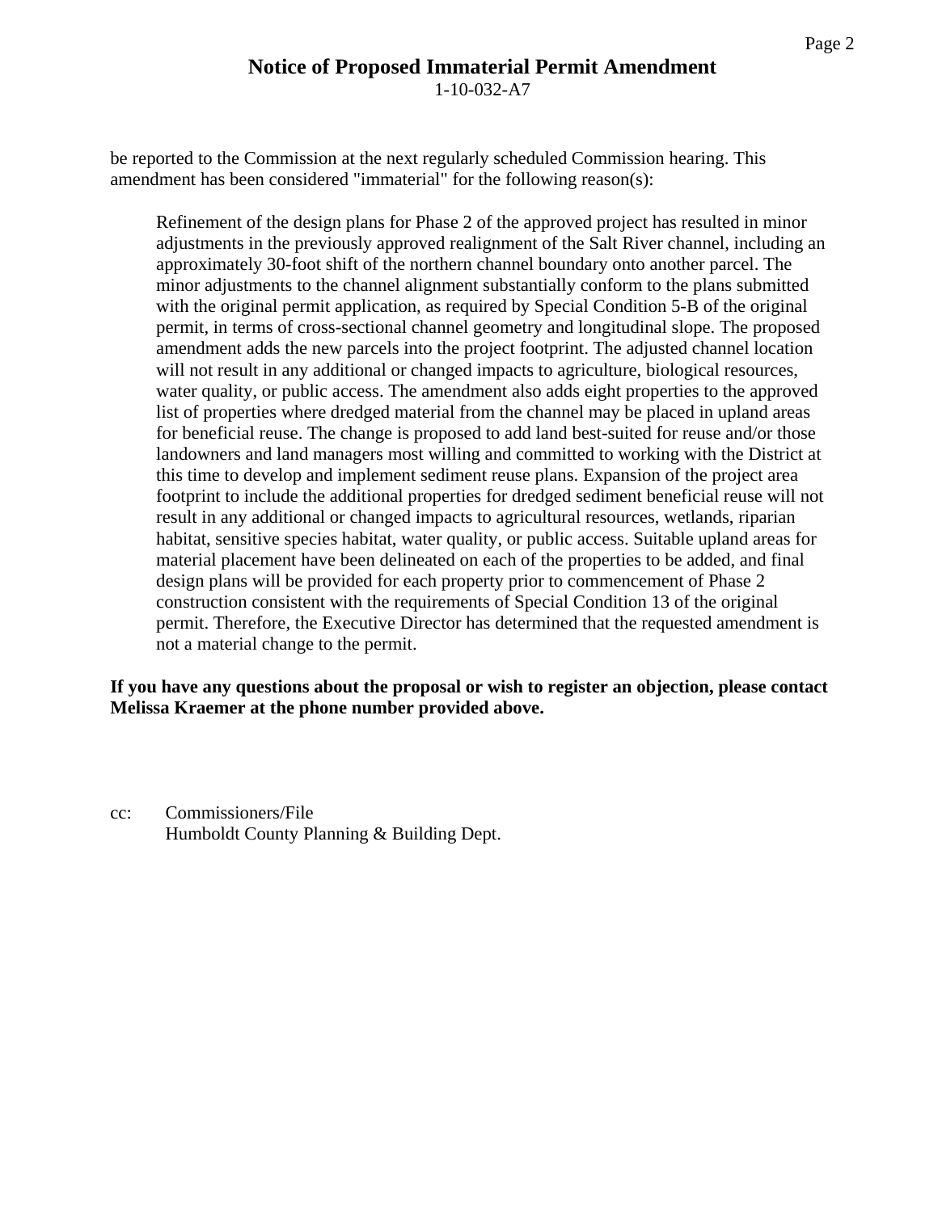be reported to the Commission at the next regularly scheduled Commission hearing. This amendment has been considered "immaterial" for the following reason(s):

> Refinement of the design plans for Phase 2 of the approved project has resulted in minor adjustments in the previously approved realignment of the Salt River channel, including an approximately 30-foot shift of the northern channel boundary onto another parcel. The minor adjustments to the channel alignment substantially conform to the plans submitted with the original permit application, as required by Special Condition 5-B of the original permit, in terms of cross-sectional channel geometry and longitudinal slope. The proposed amendment adds the new parcels into the project footprint. The adjusted channel location will not result in any additional or changed impacts to agriculture, biological resources, water quality, or public access. The amendment also adds eight properties to the approved list of properties where dredged material from the channel may be placed in upland areas for beneficial reuse. The change is proposed to add land best-suited for reuse and/or those landowners and land managers most willing and committed to working with the District at this time to develop and implement sediment reuse plans. Expansion of the project area footprint to include the additional properties for dredged sediment beneficial reuse will not result in any additional or changed impacts to agricultural resources, wetlands, riparian habitat, sensitive species habitat, water quality, or public access. Suitable upland areas for material placement have been delineated on each of the properties to be added, and final design plans will be provided for each property prior to commencement of Phase 2 construction consistent with the requirements of Special Condition 13 of the original permit. Therefore, the Executive Director has determined that the requested amendment is not a material change to the permit.

**If you have any questions about the proposal or wish to register an objection, please contact Melissa Kraemer at the phone number provided above.**

cc: Commissioners/File
Humboldt County Planning & Building Dept.